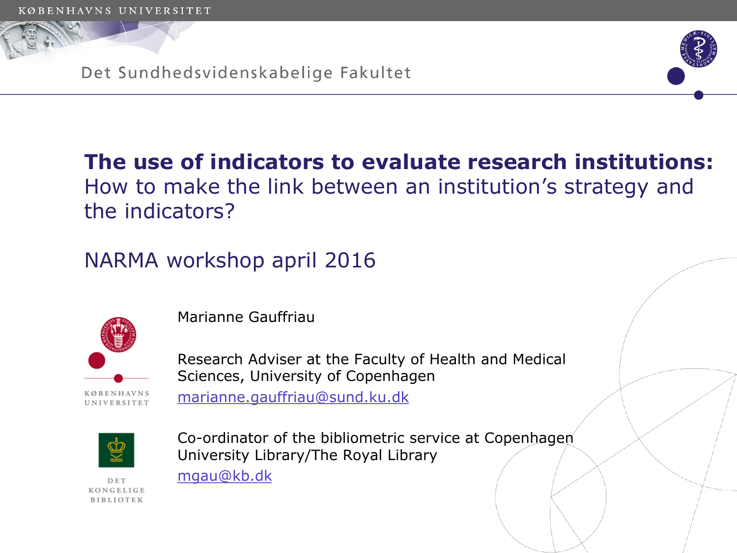KØBENHAVNS UNIVERSITET

Det Sundhedsvidenskabelige Fakultet

# The use of indicators to evaluate research institutions:

How to make the link between an institution's strategy and the indicators?

NARMA workshop april 2016

Marianne Gauffriau

Research Adviser at the Faculty of Health and Medical Sciences, University of Copenhagen
marianne.gauffriau@sund.ku.dk

Co-ordinator of the bibliometric service at Copenhagen University Library/The Royal Library
mgau@kb.dk

KØBENHAVNS UNIVERSITET

DET KONGELIGE BIBLIOTEK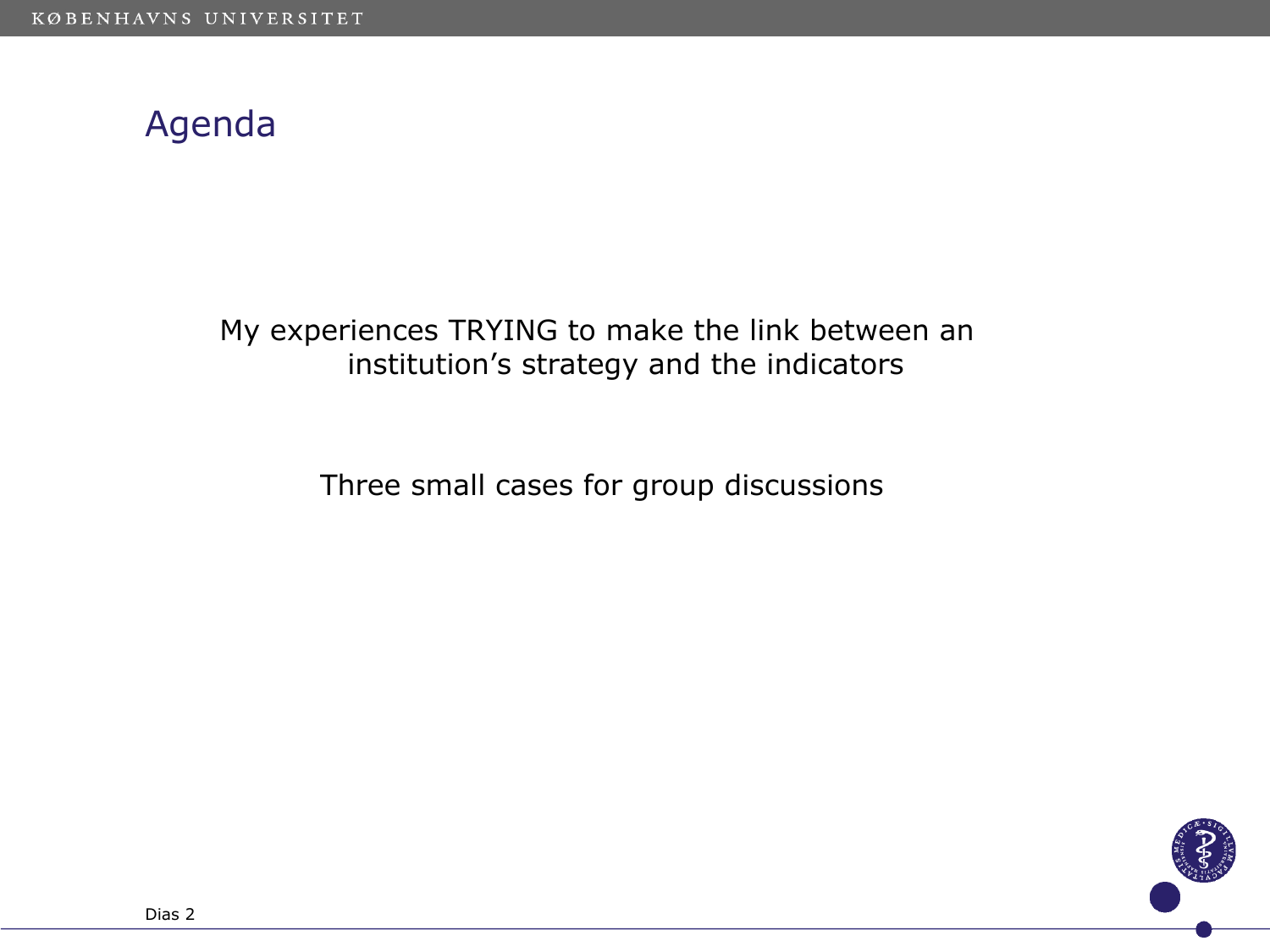# Agenda

My experiences TRYING to make the link between an institution's strategy and the indicators

Three small cases for group discussions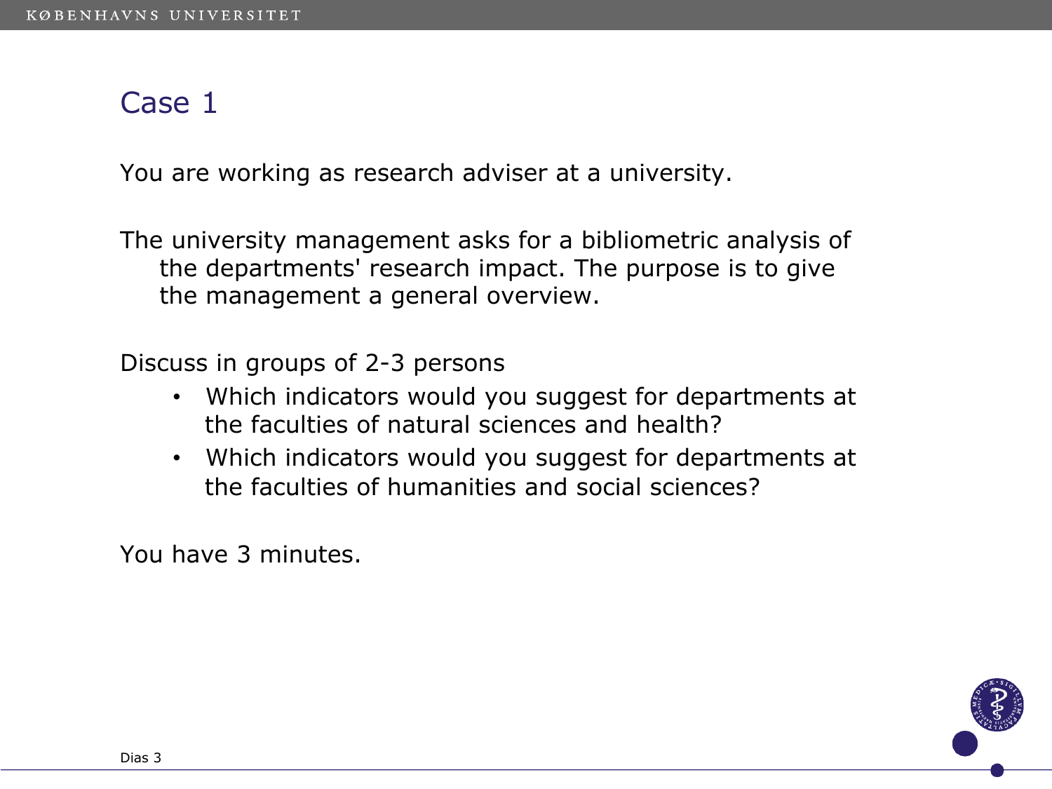# Case 1

You are working as research adviser at a university.

The university management asks for a bibliometric analysis of the departments' research impact. The purpose is to give the management a general overview.

Discuss in groups of 2-3 persons

- Which indicators would you suggest for departments at the faculties of natural sciences and health?
- Which indicators would you suggest for departments at the faculties of humanities and social sciences?

You have 3 minutes.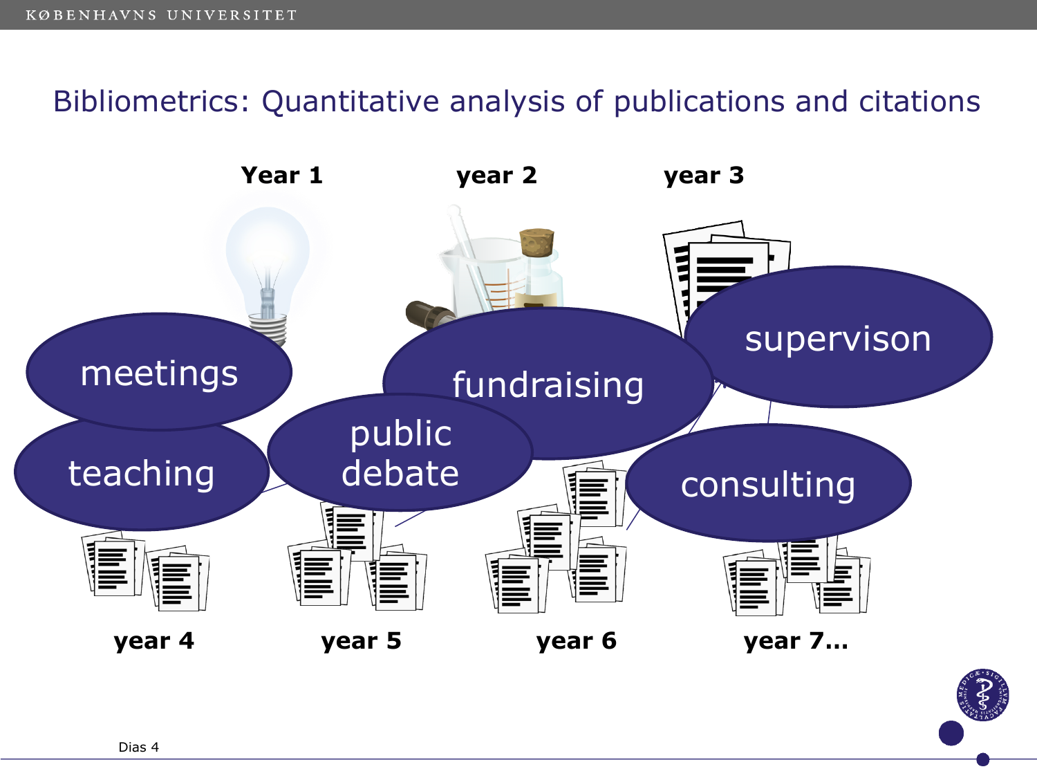# Bibliometrics: Quantitative analysis of publications and citations

Year 1

year 2

year 3

meetings

fundraising

supervison

teaching

public debate

consulting

year 4

year 5

year 6

year 7...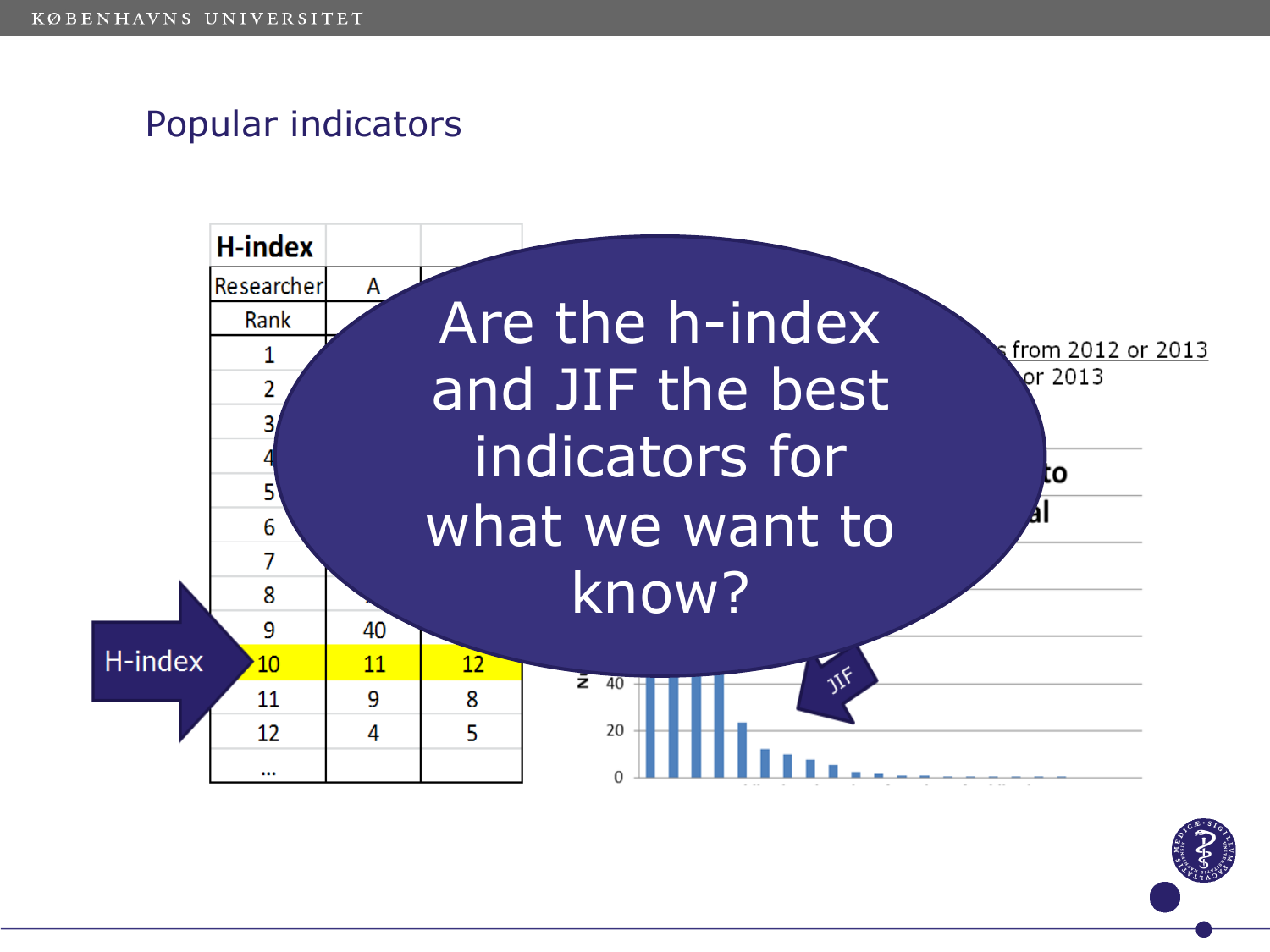# Popular indicators

| H-index | | |
|---|---|---|
| Researcher | A | |
| Rank | | |
| 1 | | |
| 2 | | |
| 3 | | |
| 4 | | |
| 5 | | |
| 6 | | |
| 7 | | |
| 8 | | |
| 9 | 40 | |
| 10 | 11 | 12 |
| 11 | 9 | 8 |
| 12 | 4 | 5 |
| ... | | |

H-index

from 2012 or 2013
or 2013

JIF

**Are the h-index and JIF the best indicators for what we want to know?**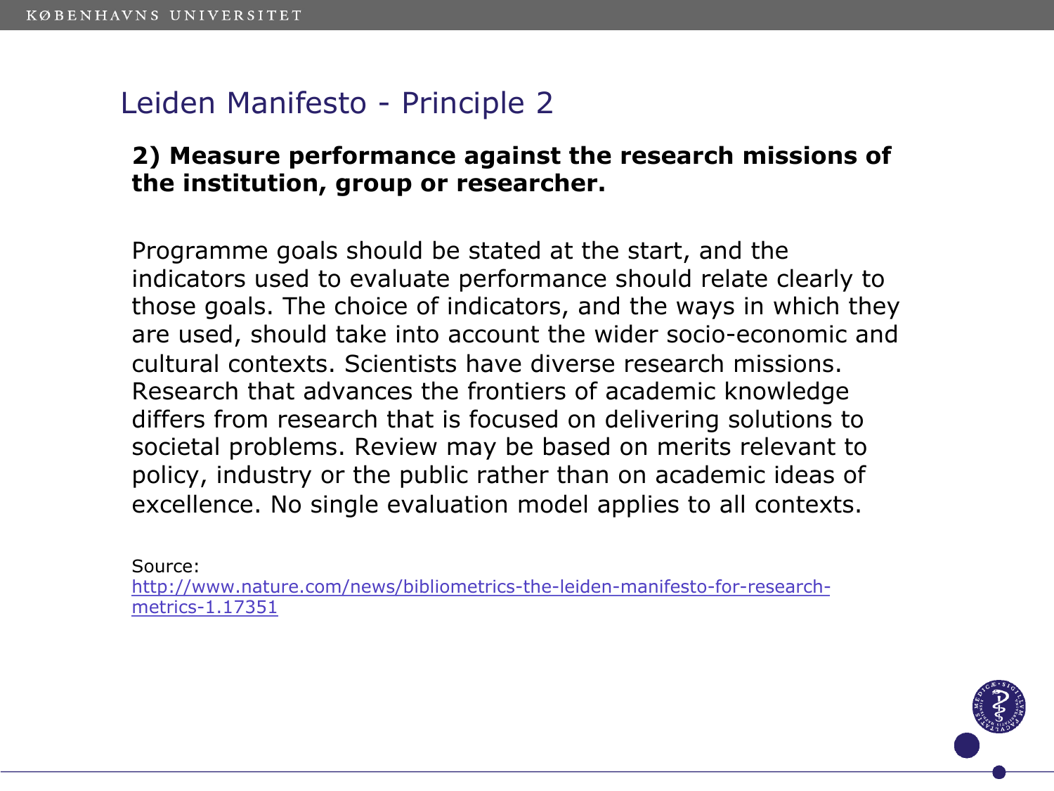# Leiden Manifesto - Principle 2

**2) Measure performance against the research missions of the institution, group or researcher.**

Programme goals should be stated at the start, and the indicators used to evaluate performance should relate clearly to those goals. The choice of indicators, and the ways in which they are used, should take into account the wider socio-economic and cultural contexts. Scientists have diverse research missions. Research that advances the frontiers of academic knowledge differs from research that is focused on delivering solutions to societal problems. Review may be based on merits relevant to policy, industry or the public rather than on academic ideas of excellence. No single evaluation model applies to all contexts.

Source:
[http://www.nature.com/news/bibliometrics-the-leiden-manifesto-for-research-metrics-1.17351](http://www.nature.com/news/bibliometrics-the-leiden-manifesto-for-research-metrics-1.17351)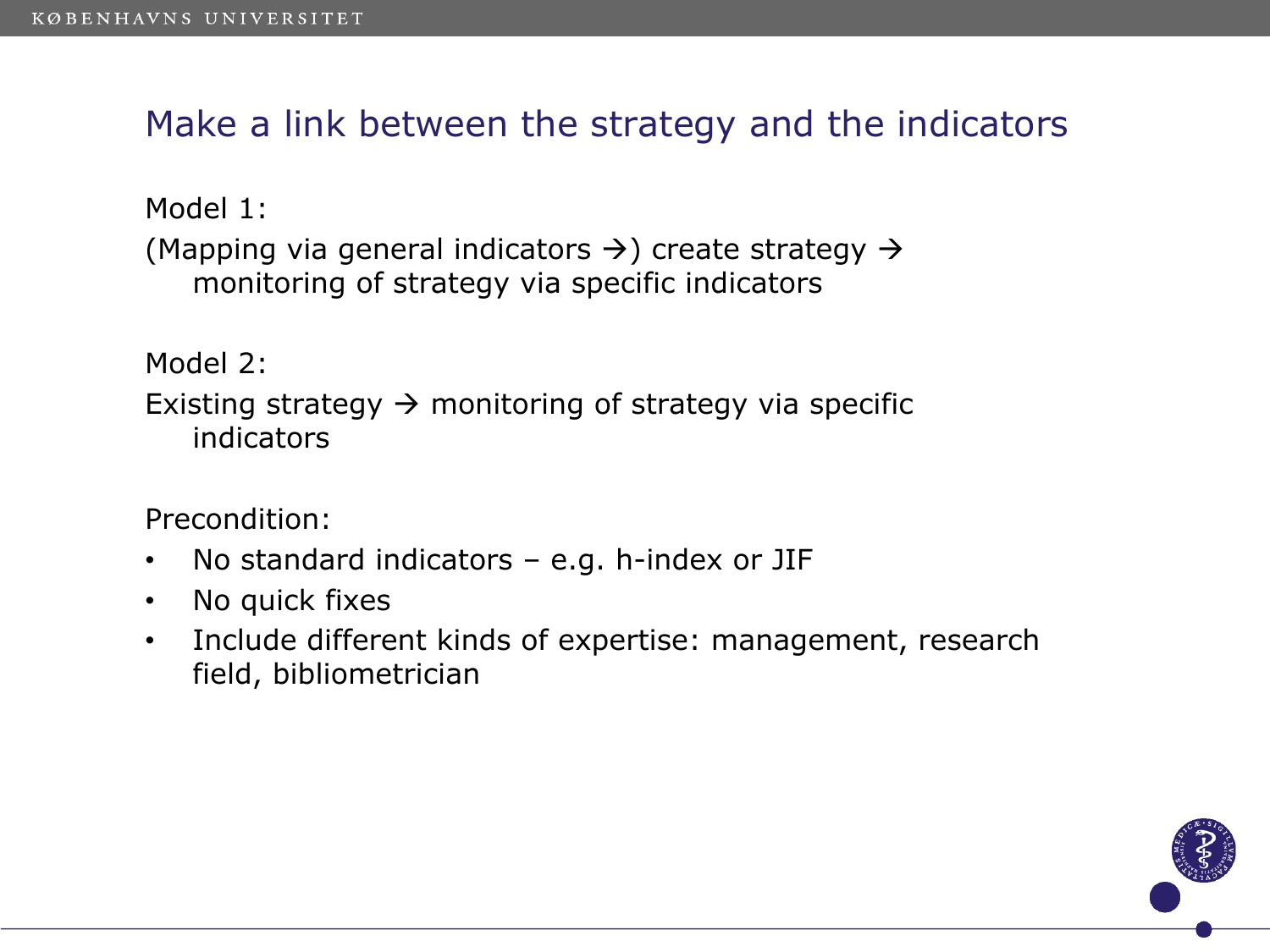# Make a link between the strategy and the indicators

Model 1:

(Mapping via general indicators →) create strategy → monitoring of strategy via specific indicators

Model 2:

Existing strategy → monitoring of strategy via specific indicators

Precondition:

- No standard indicators – e.g. h-index or JIF
- No quick fixes
- Include different kinds of expertise: management, research field, bibliometrician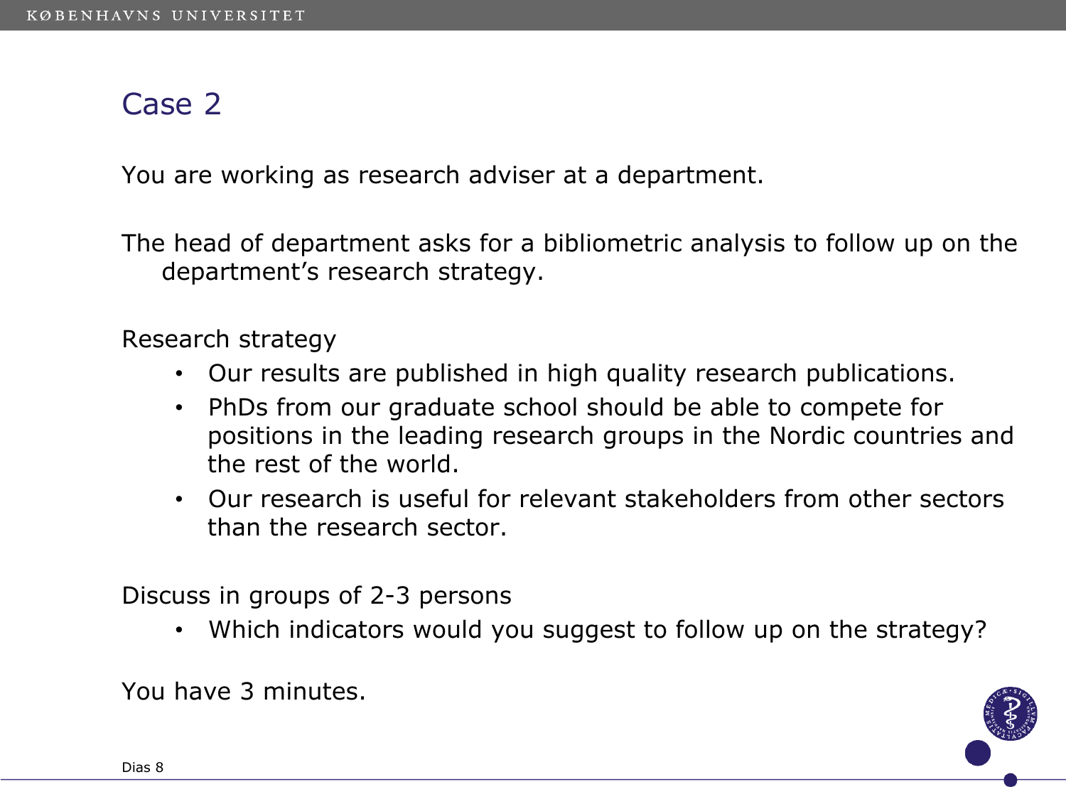# Case 2

You are working as research adviser at a department.

The head of department asks for a bibliometric analysis to follow up on the department's research strategy.

Research strategy

- Our results are published in high quality research publications.
- PhDs from our graduate school should be able to compete for positions in the leading research groups in the Nordic countries and the rest of the world.
- Our research is useful for relevant stakeholders from other sectors than the research sector.

Discuss in groups of 2-3 persons

- Which indicators would you suggest to follow up on the strategy?

You have 3 minutes.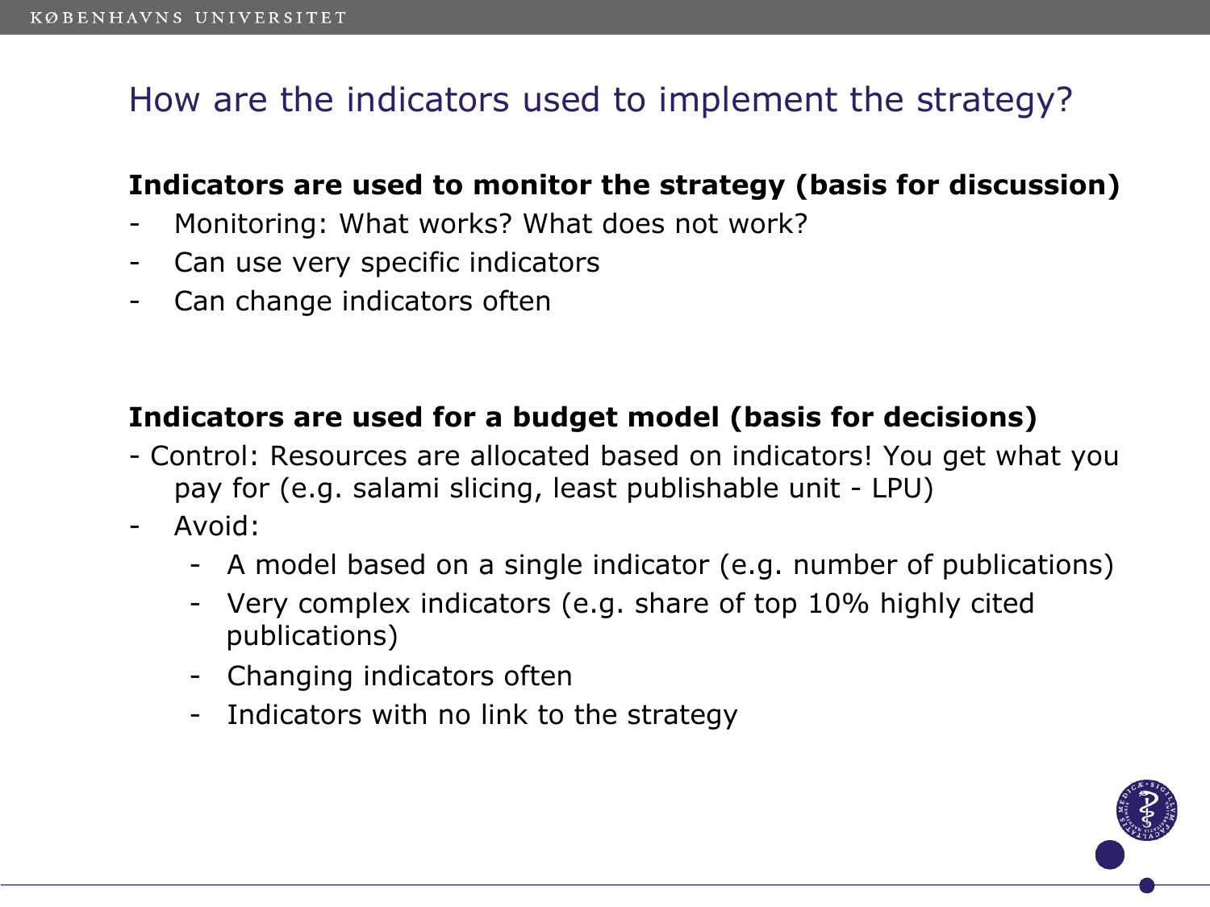# How are the indicators used to implement the strategy?

**Indicators are used to monitor the strategy (basis for discussion)**

- Monitoring: What works? What does not work?
- Can use very specific indicators
- Can change indicators often

**Indicators are used for a budget model (basis for decisions)**

- Control: Resources are allocated based on indicators! You get what you pay for (e.g. salami slicing, least publishable unit - LPU)
- Avoid:
  - A model based on a single indicator (e.g. number of publications)
  - Very complex indicators (e.g. share of top 10% highly cited publications)
  - Changing indicators often
  - Indicators with no link to the strategy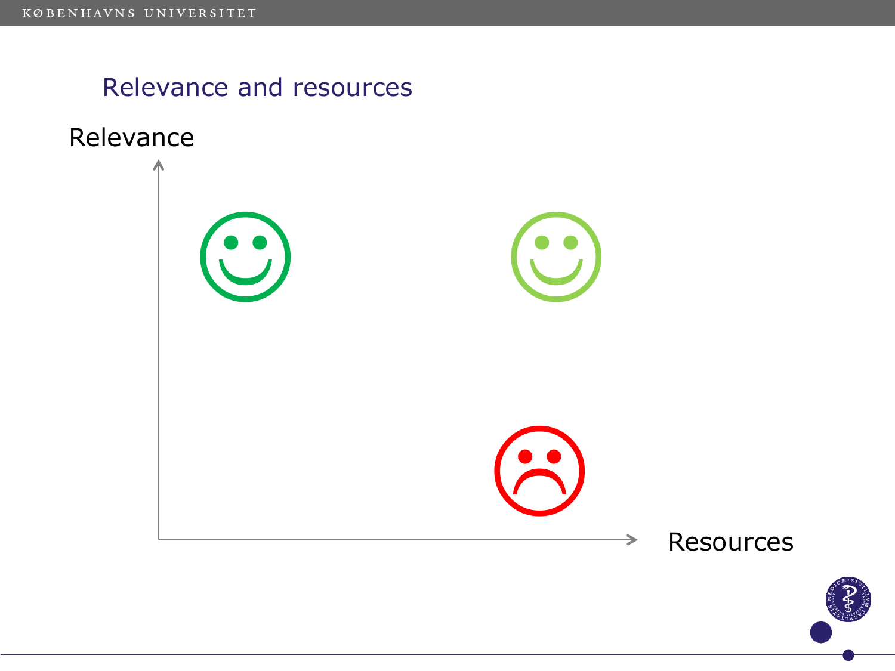# Relevance and resources

Relevance

Resources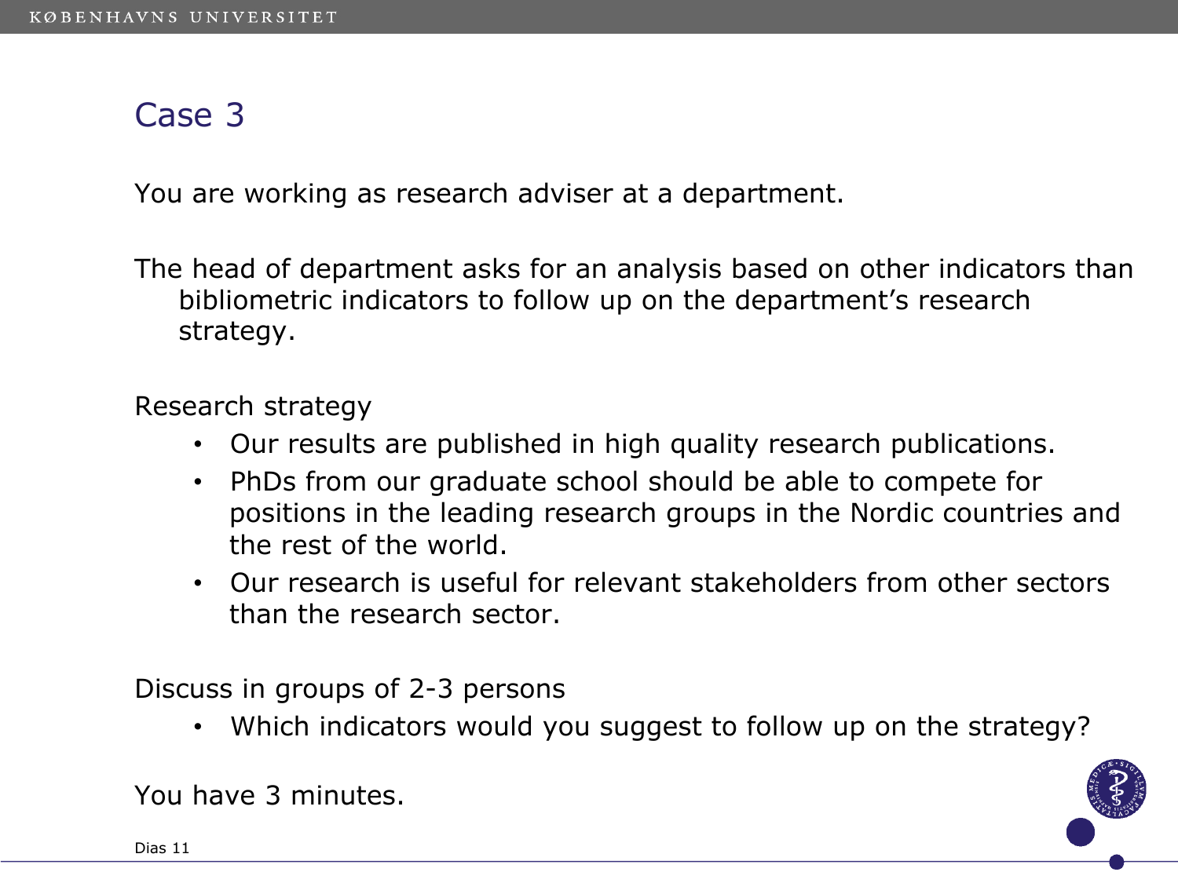# Case 3

You are working as research adviser at a department.

The head of department asks for an analysis based on other indicators than bibliometric indicators to follow up on the department's research strategy.

Research strategy

- Our results are published in high quality research publications.
- PhDs from our graduate school should be able to compete for positions in the leading research groups in the Nordic countries and the rest of the world.
- Our research is useful for relevant stakeholders from other sectors than the research sector.

Discuss in groups of 2-3 persons

- Which indicators would you suggest to follow up on the strategy?

You have 3 minutes.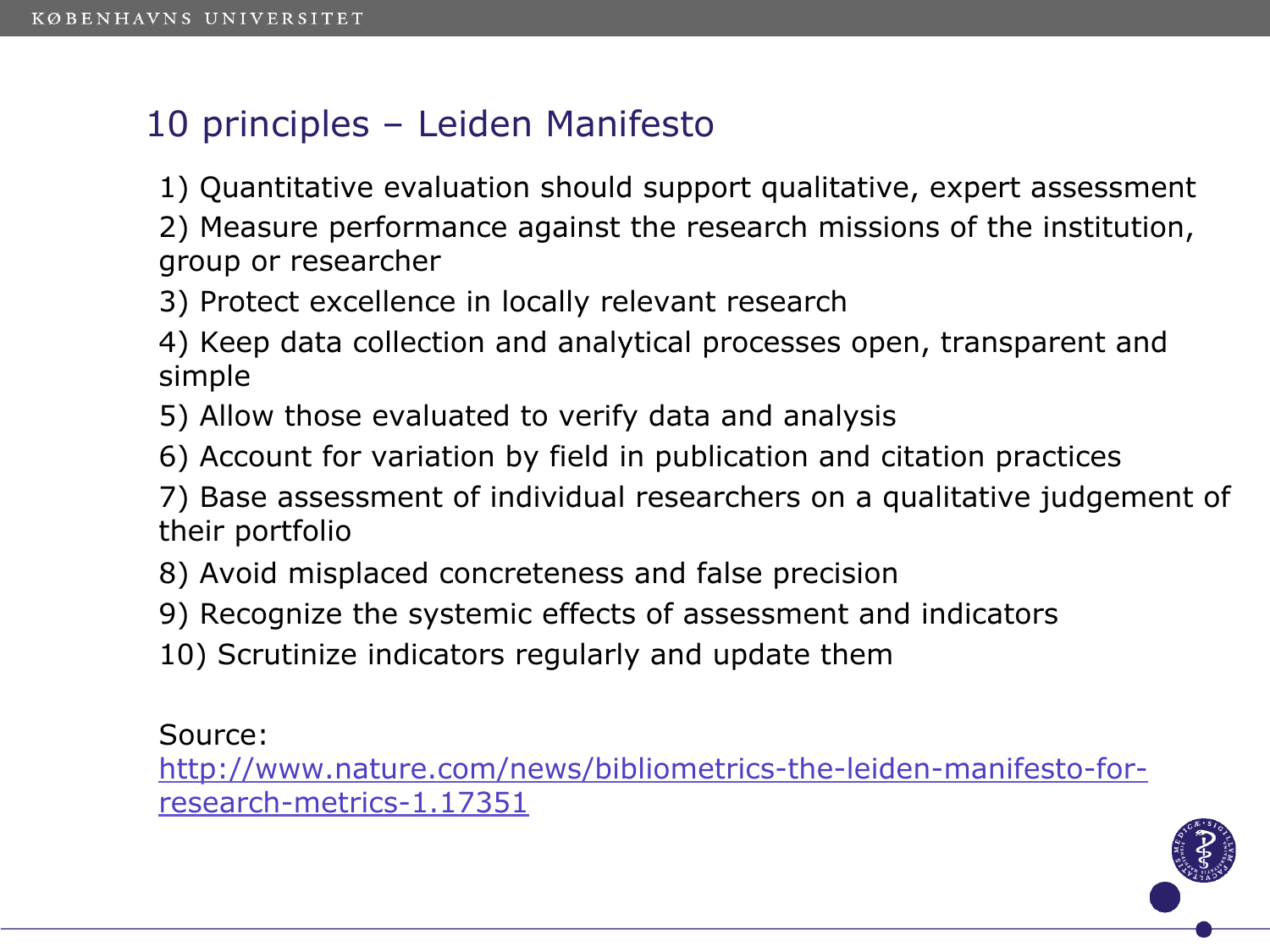# 10 principles – Leiden Manifesto

1) Quantitative evaluation should support qualitative, expert assessment

2) Measure performance against the research missions of the institution, group or researcher

3) Protect excellence in locally relevant research

4) Keep data collection and analytical processes open, transparent and simple

5) Allow those evaluated to verify data and analysis

6) Account for variation by field in publication and citation practices

7) Base assessment of individual researchers on a qualitative judgement of their portfolio

8) Avoid misplaced concreteness and false precision

9) Recognize the systemic effects of assessment and indicators

10) Scrutinize indicators regularly and update them

Source:
http://www.nature.com/news/bibliometrics-the-leiden-manifesto-for-research-metrics-1.17351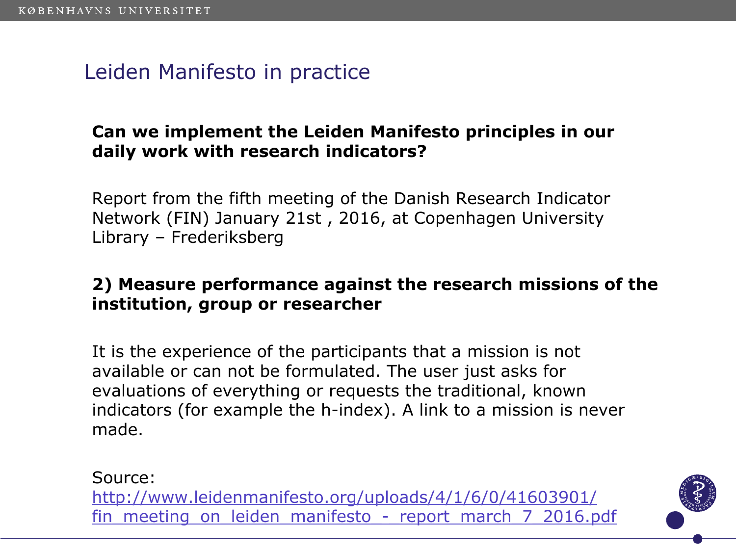## Leiden Manifesto in practice

**Can we implement the Leiden Manifesto principles in our daily work with research indicators?**

Report from the fifth meeting of the Danish Research Indicator Network (FIN) January 21st , 2016, at Copenhagen University Library – Frederiksberg

**2) Measure performance against the research missions of the institution, group or researcher**

It is the experience of the participants that a mission is not available or can not be formulated. The user just asks for evaluations of everything or requests the traditional, known indicators (for example the h-index). A link to a mission is never made.

Source:
http://www.leidenmanifesto.org/uploads/4/1/6/0/41603901/fin_meeting_on_leiden_manifesto_-_report_march_7_2016.pdf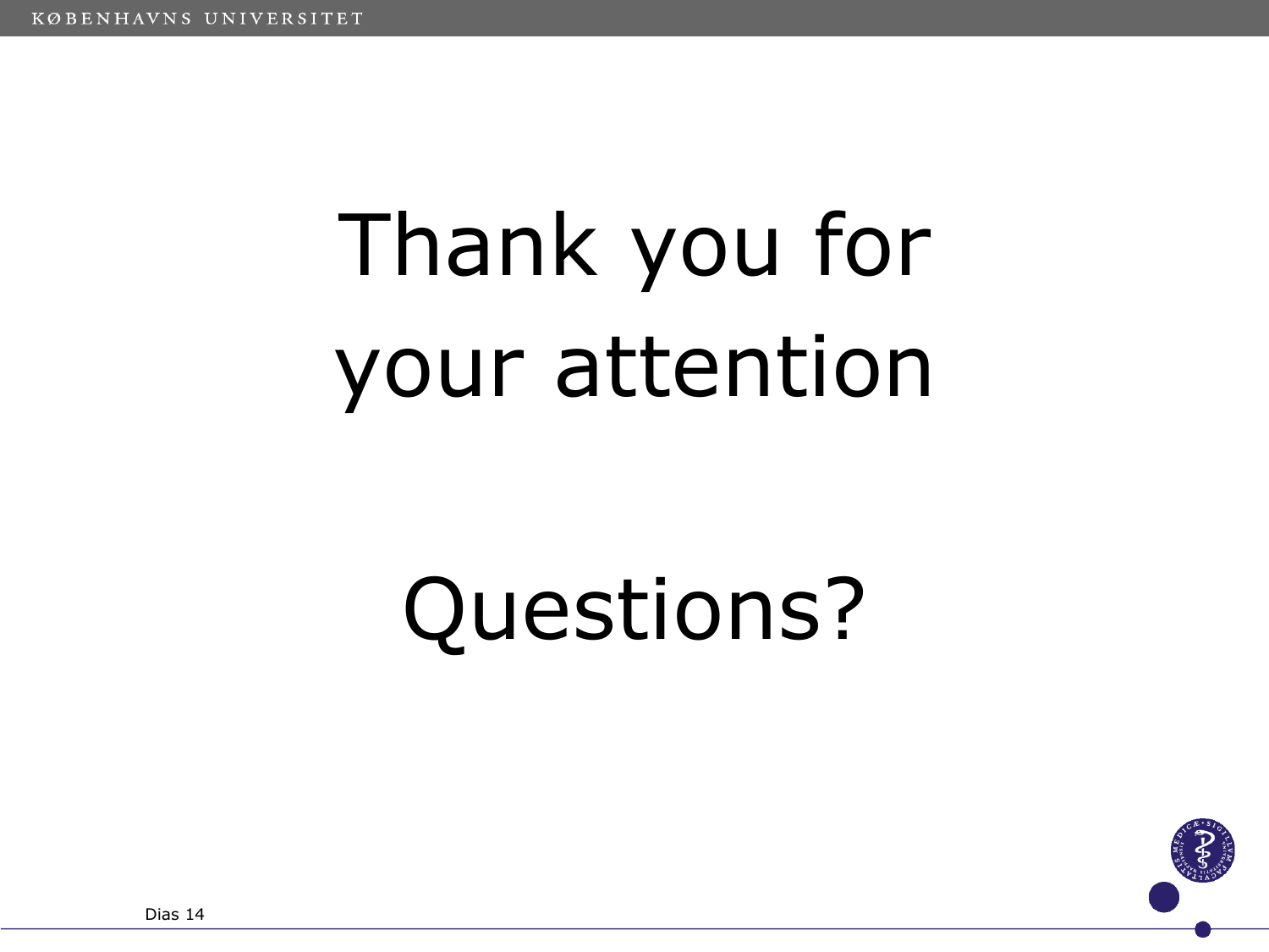# Thank you for your attention

# Questions?